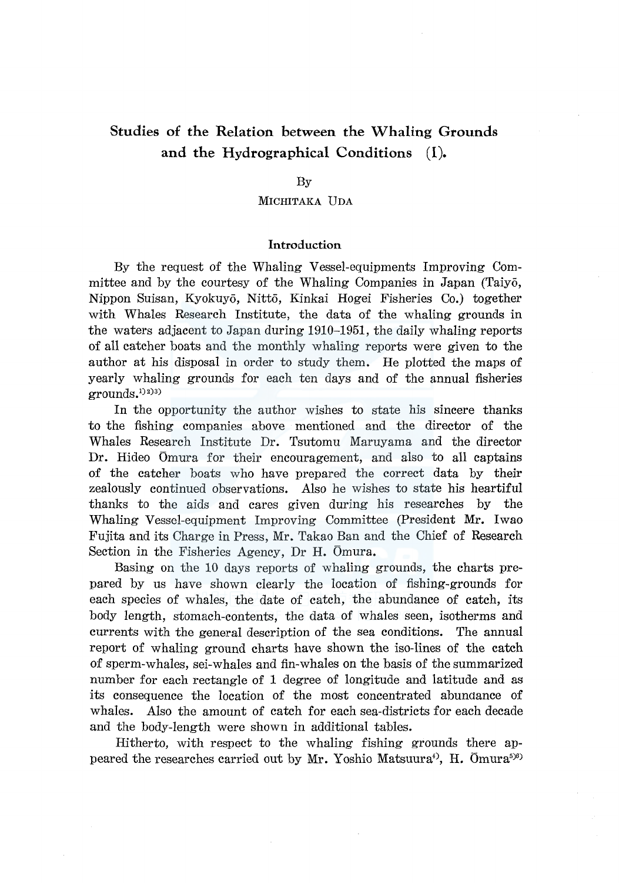# Studies of the Relation between the Whaling Grounds and the Hydrographical Conditions (I).

By

MICHITAKA UDA

## Introduction

By the request of the Whaling Vessel-equipments Improving Committee and by the courtesy of the Whaling Companies in Japan (Taiyō, Nippon Suisan, Kyokuyō, Nittō, Kinkai Hogei Fisheries Co.) together with Whales Research Institute, the data of the whaling grounds in the waters adjacent to Japan during 1910–1951, the daily whaling reports of all catcher boats and the monthly whaling reports were given to the author at his disposal in order to study them. He plotted the maps of yearly whaling grounds for each ten days and of the annual fisheries grounds.[1)2)3)]

In the opportunity the author wishes to state his sincere thanks to the fishing companies above mentioned and the director of the Whales Research Institute Dr. Tsutomu Maruyama and the director Dr. Hideo Ōmura for their encouragement, and also to all captains of the catcher boats who have prepared the correct data by their zealously continued observations. Also he wishes to state his heartiful thanks to the aids and cares given during his researches by the Whaling Vessel-equipment Improving Committee (President Mr. Iwao Fujita and its Charge in Press, Mr. Takao Ban and the Chief of Research Section in the Fisheries Agency, Dr H. Ōmura.

Basing on the 10 days reports of whaling grounds, the charts prepared by us have shown clearly the location of fishing-grounds for each species of whales, the date of catch, the abundance of catch, its body length, stomach-contents, the data of whales seen, isotherms and currents with the general description of the sea conditions. The annual report of whaling ground charts have shown the iso-lines of the catch of sperm-whales, sei-whales and fin-whales on the basis of the summarized number for each rectangle of 1 degree of longitude and latitude and as its consequence the location of the most concentrated abundance of whales. Also the amount of catch for each sea-districts for each decade and the body-length were shown in additional tables.

Hitherto, with respect to the whaling fishing grounds there appeared the researches carried out by Mr. Yoshio Matsuura[4)], H. Ōmura[5)6)]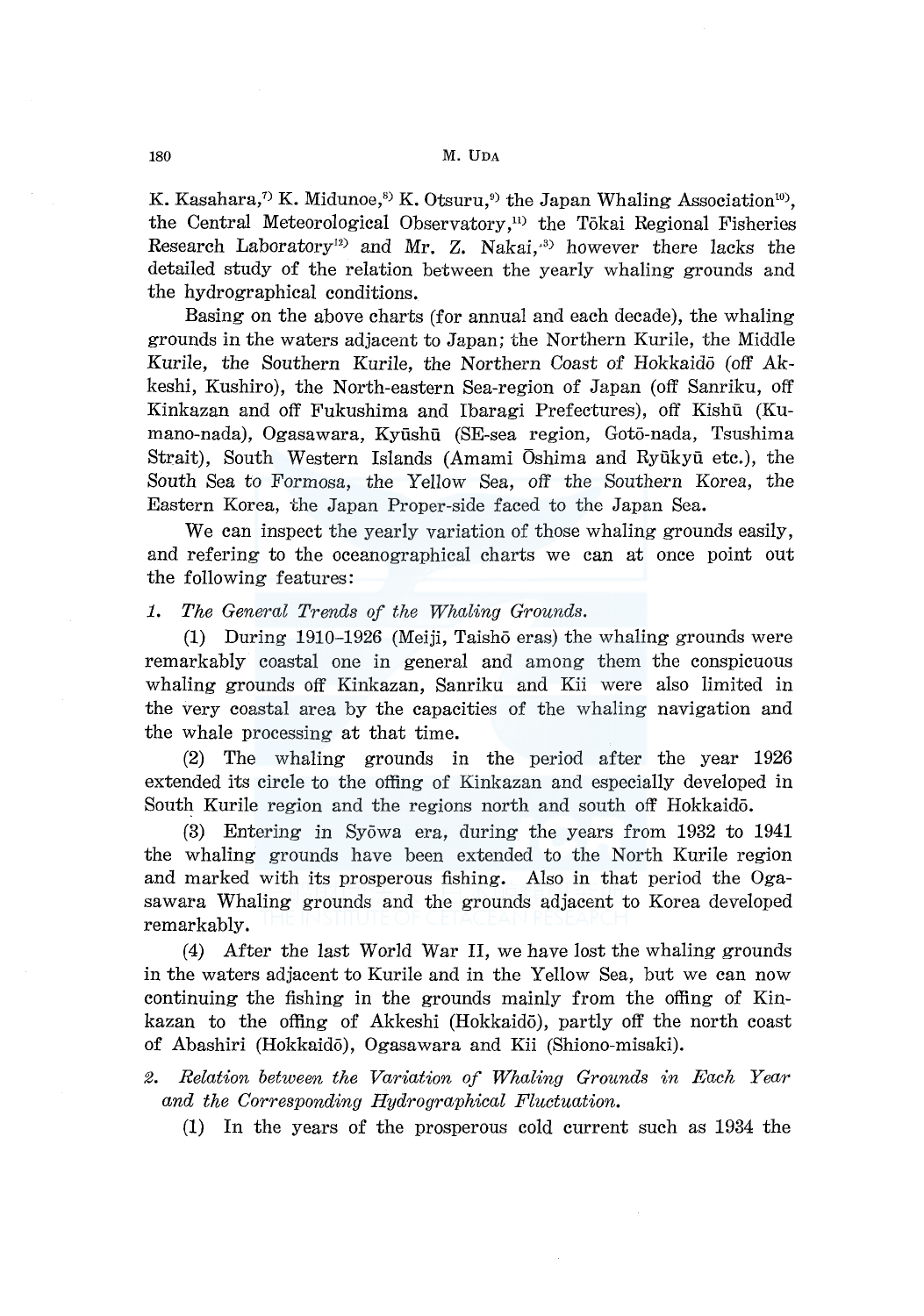K. Kasahara,[7] K. Midunoe,[8] K. Otsuru,[9] the Japan Whaling Association[10], the Central Meteorological Observatory,[11] the Tōkai Regional Fisheries Research Laboratory[12] and Mr. Z. Nakai,[13] however there lacks the detailed study of the relation between the yearly whaling grounds and the hydrographical conditions.

Basing on the above charts (for annual and each decade), the whaling grounds in the waters adjacent to Japan; the Northern Kurile, the Middle Kurile, the Southern Kurile, the Northern Coast of Hokkaidō (off Akkeshi, Kushiro), the North-eastern Sea-region of Japan (off Sanriku, off Kinkazan and off Fukushima and Ibaragi Prefectures), off Kishū (Kumano-nada), Ogasawara, Kyūshū (SE-sea region, Gotō-nada, Tsushima Strait), South Western Islands (Amami Ōshima and Ryūkyū etc.), the South Sea to Formosa, the Yellow Sea, off the Southern Korea, the Eastern Korea, the Japan Proper-side faced to the Japan Sea.

We can inspect the yearly variation of those whaling grounds easily, and refering to the oceanographical charts we can at once point out the following features:

*1. The General Trends of the Whaling Grounds.*

(1) During 1910–1926 (Meiji, Taishō eras) the whaling grounds were remarkably coastal one in general and among them the conspicuous whaling grounds off Kinkazan, Sanriku and Kii were also limited in the very coastal area by the capacities of the whaling navigation and the whale processing at that time.

(2) The whaling grounds in the period after the year 1926 extended its circle to the offing of Kinkazan and especially developed in South Kurile region and the regions north and south off Hokkaidō.

(3) Entering in Syōwa era, during the years from 1932 to 1941 the whaling grounds have been extended to the North Kurile region and marked with its prosperous fishing. Also in that period the Ogasawara Whaling grounds and the grounds adjacent to Korea developed remarkably.

(4) After the last World War II, we have lost the whaling grounds in the waters adjacent to Kurile and in the Yellow Sea, but we can now continuing the fishing in the grounds mainly from the offing of Kinkazan to the offing of Akkeshi (Hokkaidō), partly off the north coast of Abashiri (Hokkaidō), Ogasawara and Kii (Shiono-misaki).

*2. Relation between the Variation of Whaling Grounds in Each Year and the Corresponding Hydrographical Fluctuation.*

(1) In the years of the prosperous cold current such as 1934 the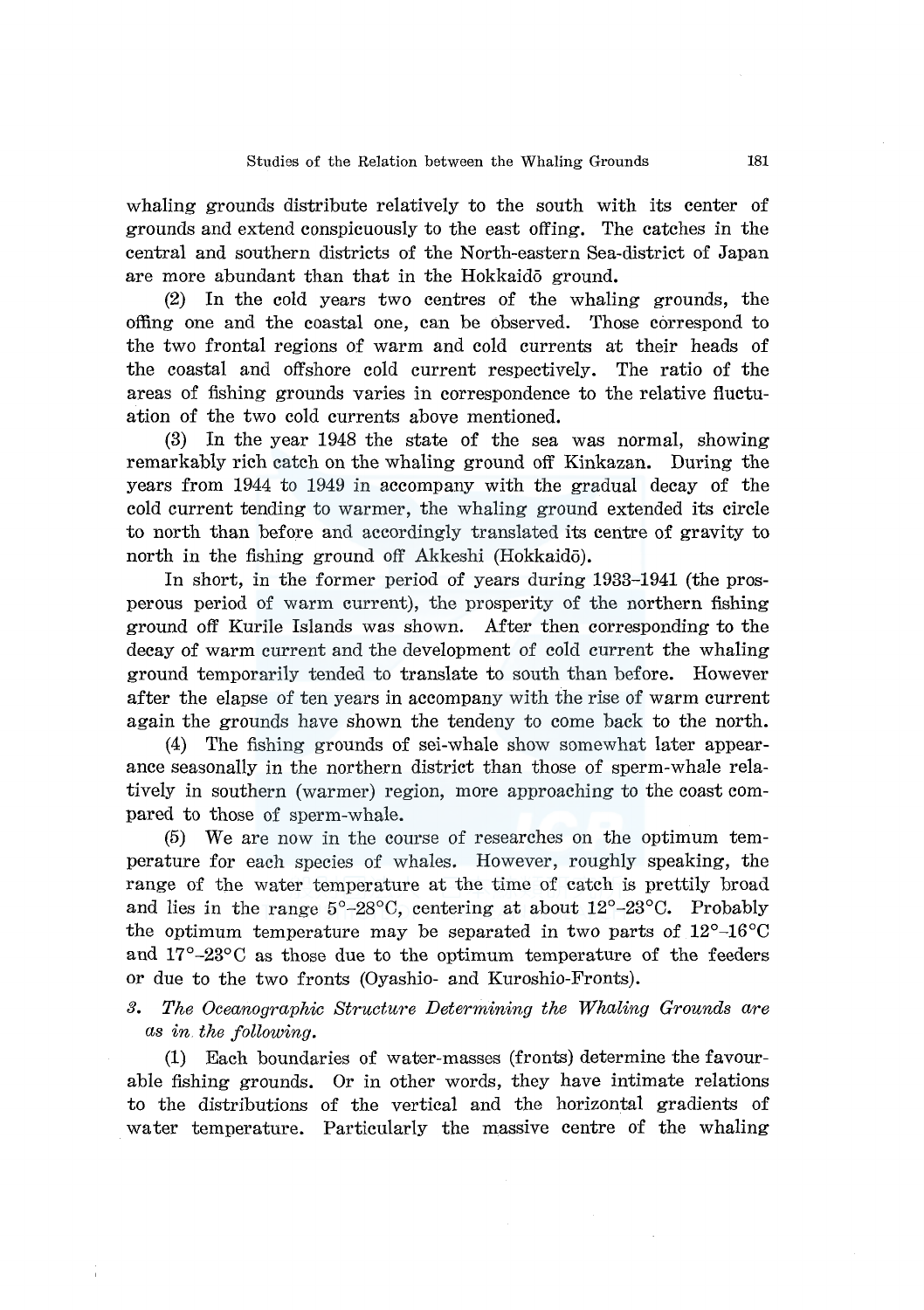whaling grounds distribute relatively to the south with its center of grounds and extend conspicuously to the east offing. The catches in the central and southern districts of the North-eastern Sea-district of Japan are more abundant than that in the Hokkaidō ground.

(2) In the cold years two centres of the whaling grounds, the offing one and the coastal one, can be observed. Those correspond to the two frontal regions of warm and cold currents at their heads of the coastal and offshore cold current respectively. The ratio of the areas of fishing grounds varies in correspondence to the relative fluctuation of the two cold currents above mentioned.

(3) In the year 1948 the state of the sea was normal, showing remarkably rich catch on the whaling ground off Kinkazan. During the years from 1944 to 1949 in accompany with the gradual decay of the cold current tending to warmer, the whaling ground extended its circle to north than before and accordingly translated its centre of gravity to north in the fishing ground off Akkeshi (Hokkaidō).

In short, in the former period of years during 1933–1941 (the prosperous period of warm current), the prosperity of the northern fishing ground off Kurile Islands was shown. After then corresponding to the decay of warm current and the development of cold current the whaling ground temporarily tended to translate to south than before. However after the elapse of ten years in accompany with the rise of warm current again the grounds have shown the tendeny to come back to the north.

(4) The fishing grounds of sei-whale show somewhat later appearance seasonally in the northern district than those of sperm-whale relatively in southern (warmer) region, more approaching to the coast compared to those of sperm-whale.

(5) We are now in the course of researches on the optimum temperature for each species of whales. However, roughly speaking, the range of the water temperature at the time of catch is prettily broad and lies in the range 5°–28°C, centering at about 12°–23°C. Probably the optimum temperature may be separated in two parts of 12°–16°C and 17°–23°C as those due to the optimum temperature of the feeders or due to the two fronts (Oyashio- and Kuroshio-Fronts).

*3. The Oceanographic Structure Determining the Whaling Grounds are as in the following.*

(1) Each boundaries of water-masses (fronts) determine the favourable fishing grounds. Or in other words, they have intimate relations to the distributions of the vertical and the horizontal gradients of water temperature. Particularly the massive centre of the whaling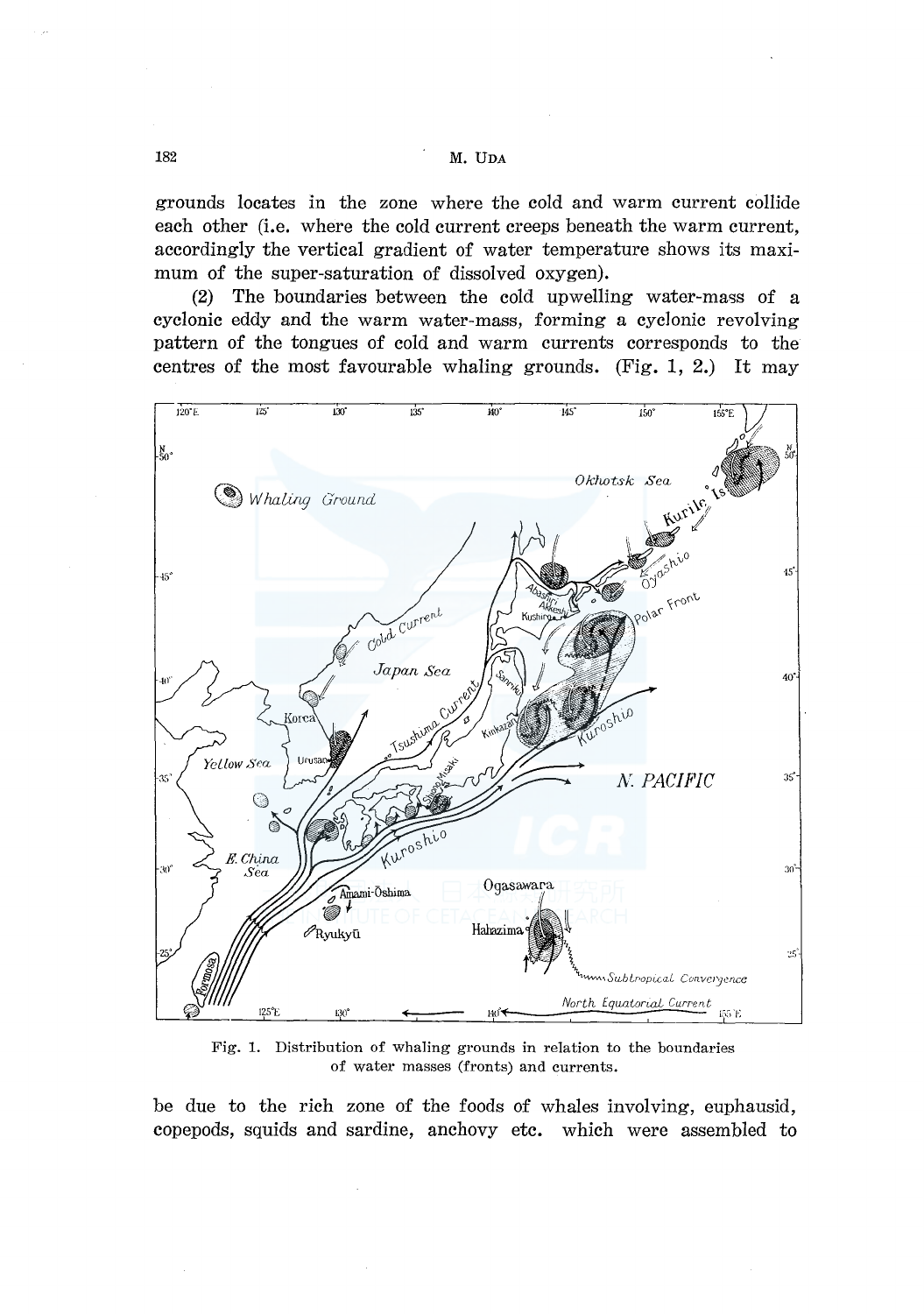grounds locates in the zone where the cold and warm current collide each other (i.e. where the cold current creeps beneath the warm current, accordingly the vertical gradient of water temperature shows its maximum of the super-saturation of dissolved oxygen).

(2) The boundaries between the cold upwelling water-mass of a cyclonic eddy and the warm water-mass, forming a cyclonic revolving pattern of the tongues of cold and warm currents corresponds to the centres of the most favourable whaling grounds. (Fig. 1, 2.) It may

Fig. 1. Distribution of whaling grounds in relation to the boundaries of water masses (fronts) and currents.

be due to the rich zone of the foods of whales involving, euphausid, copepods, squids and sardine, anchovy etc. which were assembled to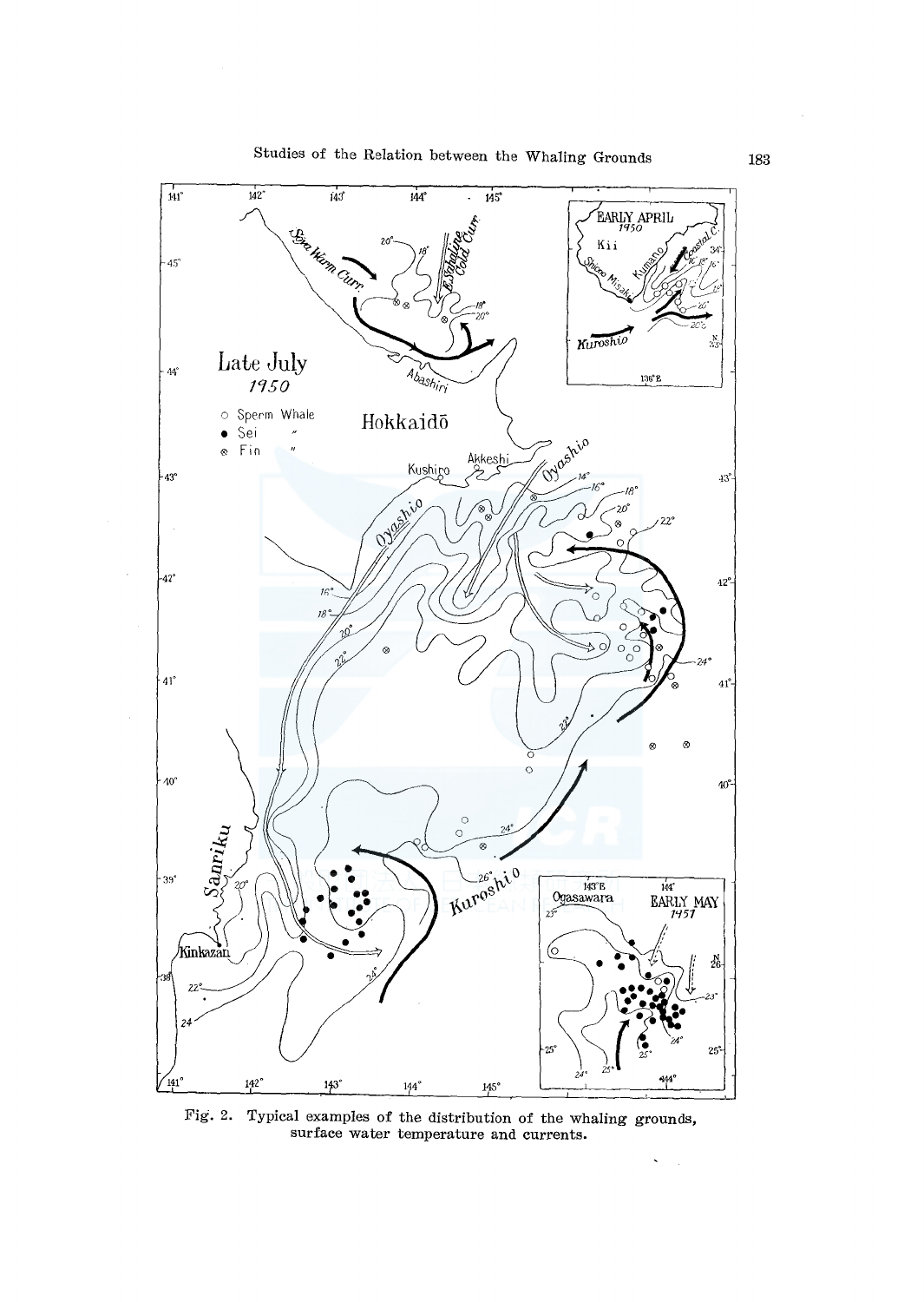Fig. 2. Typical examples of the distribution of the whaling grounds, surface water temperature and currents.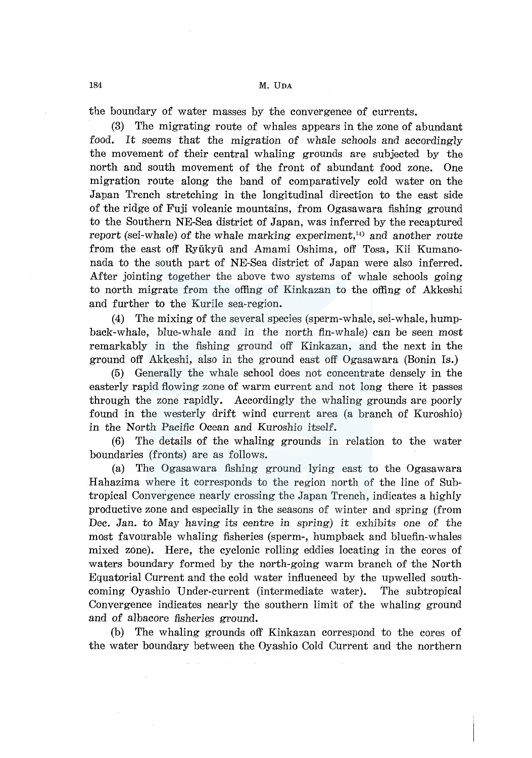the boundary of water masses by the convergence of currents.

(3) The migrating route of whales appears in the zone of abundant food. It seems that the migration of whale schools and accordingly the movement of their central whaling grounds are subjected by the north and south movement of the front of abundant food zone. One migration route along the band of comparatively cold water on the Japan Trench stretching in the longitudinal direction to the east side of the ridge of Fuji volcanic mountains, from Ogasawara fishing ground to the Southern NE-Sea district of Japan, was inferred by the recaptured report (sei-whale) of the whale marking experiment,[14] and another route from the east off Ryūkyū and Amami Oshima, off Tosa, Kii Kumanonada to the south part of NE-Sea district of Japan were also inferred. After jointing together the above two systems of whale schools going to north migrate from the offing of Kinkazan to the offing of Akkeshi and further to the Kurile sea-region.

(4) The mixing of the several species (sperm-whale, sei-whale, humpback-whale, blue-whale and in the north fin-whale) can be seen most remarkably in the fishing ground off Kinkazan, and the next in the ground off Akkeshi, also in the ground east off Ogasawara (Bonin Is.)

(5) Generally the whale school does not concentrate densely in the easterly rapid flowing zone of warm current and not long there it passes through the zone rapidly. Accordingly the whaling grounds are poorly found in the westerly drift wind current area (a branch of Kuroshio) in the North Pacific Ocean and Kuroshio itself.

(6) The details of the whaling grounds in relation to the water boundaries (fronts) are as follows.

(a) The Ogasawara fishing ground lying east to the Ogasawara Hahazima where it corresponds to the region north of the line of Subtropical Convergence nearly crossing the Japan Trench, indicates a highly productive zone and especially in the seasons of winter and spring (from Dec. Jan. to May having its centre in spring) it exhibits one of the most favourable whaling fisheries (sperm-, humpback and bluefin-whales mixed zone). Here, the cyclonic rolling eddies locating in the cores of waters boundary formed by the north-going warm branch of the North Equatorial Current and the cold water influenced by the upwelled south-coming Oyashio Under-current (intermediate water). The subtropical Convergence indicates nearly the southern limit of the whaling ground and of albacore fisheries ground.

(b) The whaling grounds off Kinkazan correspond to the cores of the water boundary between the Oyashio Cold Current and the northern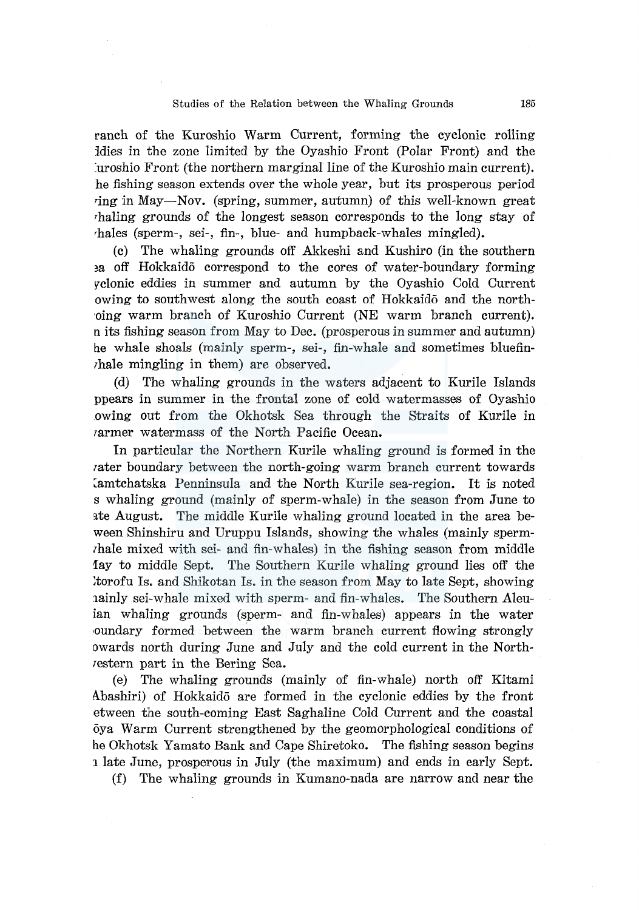ranch of the Kuroshio Warm Current, forming the cyclonic rolling ldies in the zone limited by the Oyashio Front (Polar Front) and the uroshio Front (the northern marginal line of the Kuroshio main current). he fishing season extends over the whole year, but its prosperous period ring in May—Nov. (spring, summer, autumn) of this well-known great haling grounds of the longest season corresponds to the long stay of hales (sperm-, sei-, fin-, blue- and humpback-whales mingled).

(c) The whaling grounds off Akkeshi and Kushiro (in the southern a off Hokkaidō correspond to the cores of water-boundary forming yclonic eddies in summer and autumn by the Oyashio Cold Current owing to southwest along the south coast of Hokkaidō and the north-oing warm branch of Kuroshio Current (NE warm branch current). n its fishing season from May to Dec. (prosperous in summer and autumn) he whale shoals (mainly sperm-, sei-, fin-whale and sometimes bluefin-hale mingling in them) are observed.

(d) The whaling grounds in the waters adjacent to Kurile Islands ppears in summer in the frontal zone of cold watermasses of Oyashio owing out from the Okhotsk Sea through the Straits of Kurile in armer watermass of the North Pacific Ocean.

In particular the Northern Kurile whaling ground is formed in the ater boundary between the north-going warm branch current towards amtchatska Penninsula and the North Kurile sea-region. It is noted s whaling ground (mainly of sperm-whale) in the season from June to ate August. The middle Kurile whaling ground located in the area be-ween Shinshiru and Uruppu Islands, showing the whales (mainly sperm-hale mixed with sei- and fin-whales) in the fishing season from middle lay to middle Sept. The Southern Kurile whaling ground lies off the torofu Is. and Shikotan Is. in the season from May to late Sept, showing nainly sei-whale mixed with sperm- and fin-whales. The Southern Aleu-ian whaling grounds (sperm- and fin-whales) appears in the water oundary formed between the warm branch current flowing strongly owards north during June and July and the cold current in the North-estern part in the Bering Sea.

(e) The whaling grounds (mainly of fin-whale) north off Kitami Abashiri) of Hokkaidō are formed in the cyclonic eddies by the front etween the south-coming East Saghaline Cold Current and the coastal ōya Warm Current strengthened by the geomorphological conditions of he Okhotsk Yamato Bank and Cape Shiretoko. The fishing season begins n late June, prosperous in July (the maximum) and ends in early Sept.

(f) The whaling grounds in Kumano-nada are narrow and near the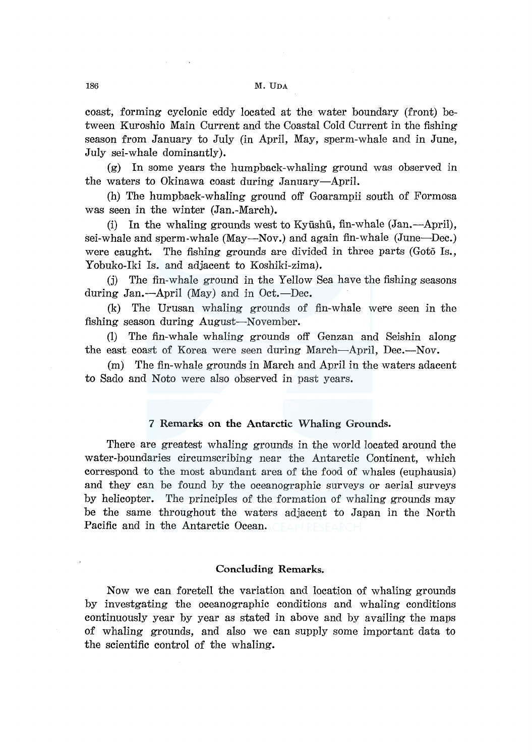coast, forming cyclonic eddy located at the water boundary (front) between Kuroshio Main Current and the Coastal Cold Current in the fishing season from January to July (in April, May, sperm-whale and in June, July sei-whale dominantly).

(g) In some years the humpback-whaling ground was observed in the waters to Okinawa coast during January—April.

(h) The humpback-whaling ground off Goarampii south of Formosa was seen in the winter (Jan.-March).

(i) In the whaling grounds west to Kyūshū, fin-whale (Jan.—April), sei-whale and sperm-whale (May—Nov.) and again fin-whale (June—Dec.) were caught. The fishing grounds are divided in three parts (Gotō Is., Yobuko-Iki Is. and adjacent to Koshiki-zima).

(j) The fin-whale ground in the Yellow Sea have the fishing seasons during Jan.—April (May) and in Oct.—Dec.

(k) The Urusan whaling grounds of fin-whale were seen in the fishing season during August—November.

(l) The fin-whale whaling grounds off Genzan and Seishin along the east coast of Korea were seen during March—April, Dec.—Nov.

(m) The fin-whale grounds in March and April in the waters adacent to Sado and Noto were also observed in past years.

## 7 Remarks on the Antarctic Whaling Grounds.

There are greatest whaling grounds in the world located around the water-boundaries circumscribing near the Antarctic Continent, which correspond to the most abundant area of the food of whales (euphausia) and they can be found by the oceanographic surveys or aerial surveys by helicopter. The principles of the formation of whaling grounds may be the same throughout the waters adjacent to Japan in the North Pacific and in the Antarctic Ocean.

## Concluding Remarks.

Now we can foretell the variation and location of whaling grounds by investgating the oceanographic conditions and whaling conditions continuously year by year as stated in above and by availing the maps of whaling grounds, and also we can supply some important data to the scientific control of the whaling.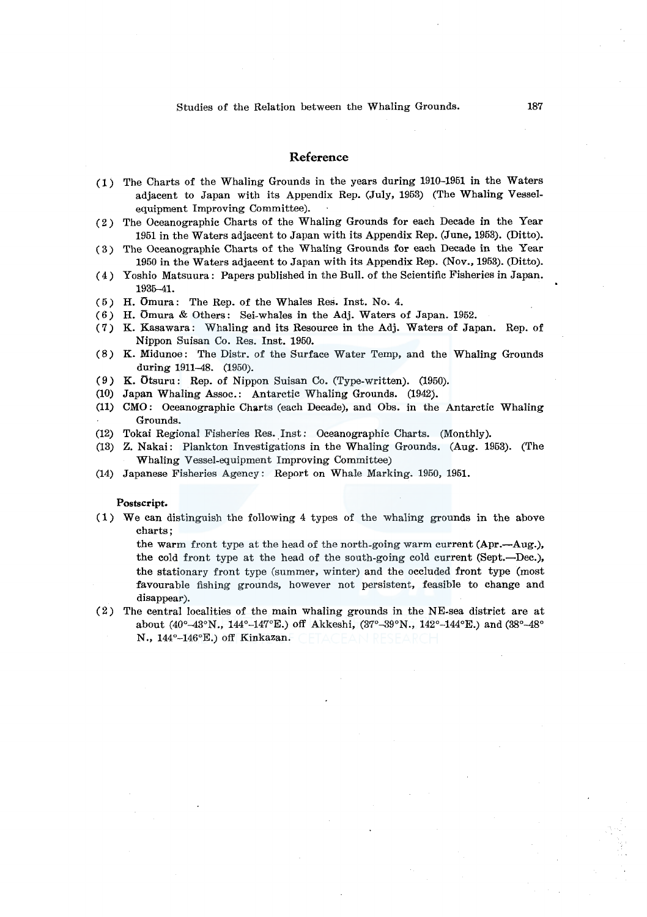## Reference

(1) The Charts of the Whaling Grounds in the years during 1910–1951 in the Waters adjacent to Japan with its Appendix Rep. (July, 1953) (The Whaling Vessel-equipment Improving Committee).

(2) The Oceanographic Charts of the Whaling Grounds for each Decade in the Year 1951 in the Waters adjacent to Japan with its Appendix Rep. (June, 1953). (Ditto).

(3) The Oceanographic Charts of the Whaling Grounds for each Decade in the Year 1950 in the Waters adjacent to Japan with its Appendix Rep. (Nov., 1953). (Ditto).

(4) Yoshio Matsuura: Papers published in the Bull. of the Scientific Fisheries in Japan. 1935–41.

(5) H. Ōmura: The Rep. of the Whales Res. Inst. No. 4.

(6) H. Ōmura & Others: Sei-whales in the Adj. Waters of Japan. 1952.

(7) K. Kasawara: Whaling and its Resource in the Adj. Waters of Japan. Rep. of Nippon Suisan Co. Res. Inst. 1950.

(8) K. Midunoe: The Distr. of the Surface Water Temp, and the Whaling Grounds during 1911–48. (1950).

(9) K. Ōtsuru: Rep. of Nippon Suisan Co. (Type-written). (1950).

(10) Japan Whaling Assoc.: Antarctic Whaling Grounds. (1942).

(11) CMO: Oceanographic Charts (each Decade), and Obs. in the Antarctic Whaling Grounds.

(12) Tokai Regional Fisheries Res. Inst: Oceanographic Charts. (Monthly).

(13) Z. Nakai: Plankton Investigations in the Whaling Grounds. (Aug. 1953). (The Whaling Vessel-equipment Improving Committee)

(14) Japanese Fisheries Agency: Report on Whale Marking. 1950, 1951.

**Postscript.**

(1) We can distinguish the following 4 types of the whaling grounds in the above charts;
the warm front type at the head of the north-going warm current (Apr.—Aug.), the cold front type at the head of the south-going cold current (Sept.—Dec.), the stationary front type (summer, winter) and the occluded front type (most favourable fishing grounds, however not persistent, feasible to change and disappear).

(2) The central localities of the main whaling grounds in the NE-sea district are at about (40°–43°N., 144°–147°E.) off Akkeshi, (37°–39°N., 142°–144°E.) and (38°–48° N., 144°–146°E.) off Kinkazan.